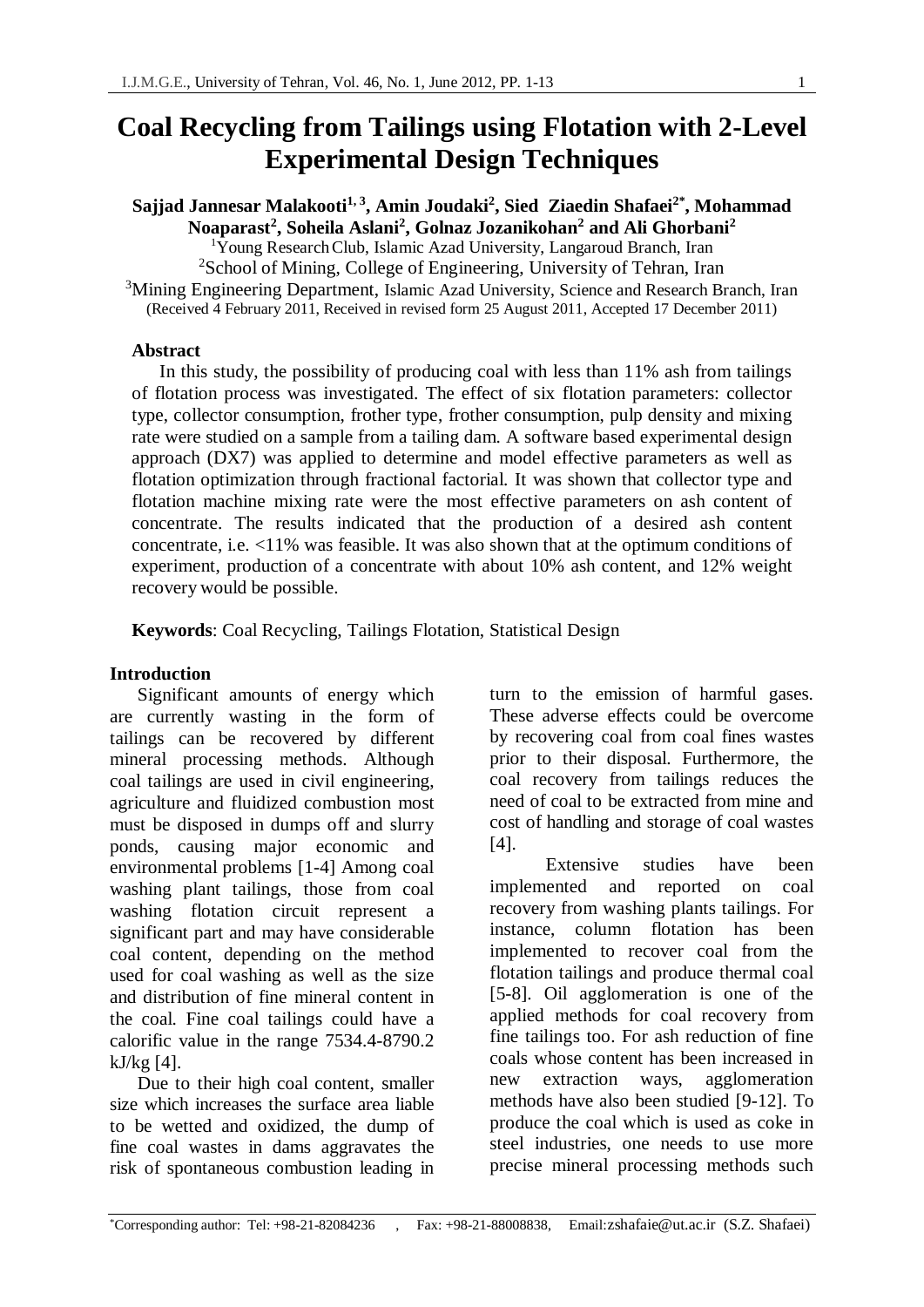# Coal Recycling from Tailings using Flotation with 2-Level Experimental Design Techniques

**Sajjad Jannesar Malakooti[1, 3], Amin Joudaki[2], Sied Ziaedin Shafaei[2*], Mohammad Noaparast[2], Soheila Aslani[2], Golnaz Jozanikohan[2] and Ali Ghorbani[2]**

[1]Young Research Club, Islamic Azad University, Langaroud Branch, Iran

[2]School of Mining, College of Engineering, University of Tehran, Iran

[3]Mining Engineering Department, Islamic Azad University, Science and Research Branch, Iran

(Received 4 February 2011, Received in revised form 25 August 2011, Accepted 17 December 2011)

### Abstract

In this study, the possibility of producing coal with less than 11% ash from tailings of flotation process was investigated. The effect of six flotation parameters: collector type, collector consumption, frother type, frother consumption, pulp density and mixing rate were studied on a sample from a tailing dam. A software based experimental design approach (DX7) was applied to determine and model effective parameters as well as flotation optimization through fractional factorial. It was shown that collector type and flotation machine mixing rate were the most effective parameters on ash content of concentrate. The results indicated that the production of a desired ash content concentrate, i.e. <11% was feasible. It was also shown that at the optimum conditions of experiment, production of a concentrate with about 10% ash content, and 12% weight recovery would be possible.

**Keywords**: Coal Recycling, Tailings Flotation, Statistical Design

### Introduction

Significant amounts of energy which are currently wasting in the form of tailings can be recovered by different mineral processing methods. Although coal tailings are used in civil engineering, agriculture and fluidized combustion most must be disposed in dumps off and slurry ponds, causing major economic and environmental problems [1-4] Among coal washing plant tailings, those from coal washing flotation circuit represent a significant part and may have considerable coal content, depending on the method used for coal washing as well as the size and distribution of fine mineral content in the coal. Fine coal tailings could have a calorific value in the range 7534.4-8790.2 kJ/kg [4].

Due to their high coal content, smaller size which increases the surface area liable to be wetted and oxidized, the dump of fine coal wastes in dams aggravates the risk of spontaneous combustion leading in turn to the emission of harmful gases. These adverse effects could be overcome by recovering coal from coal fines wastes prior to their disposal. Furthermore, the coal recovery from tailings reduces the need of coal to be extracted from mine and cost of handling and storage of coal wastes [4].

Extensive studies have been implemented and reported on coal recovery from washing plants tailings. For instance, column flotation has been implemented to recover coal from the flotation tailings and produce thermal coal [5-8]. Oil agglomeration is one of the applied methods for coal recovery from fine tailings too. For ash reduction of fine coals whose content has been increased in new extraction ways, agglomeration methods have also been studied [9-12]. To produce the coal which is used as coke in steel industries, one needs to use more precise mineral processing methods such

*Corresponding author: Tel: +98-21-82084236 , Fax: +98-21-88008838, Email:zshafaie@ut.ac.ir (S.Z. Shafaei)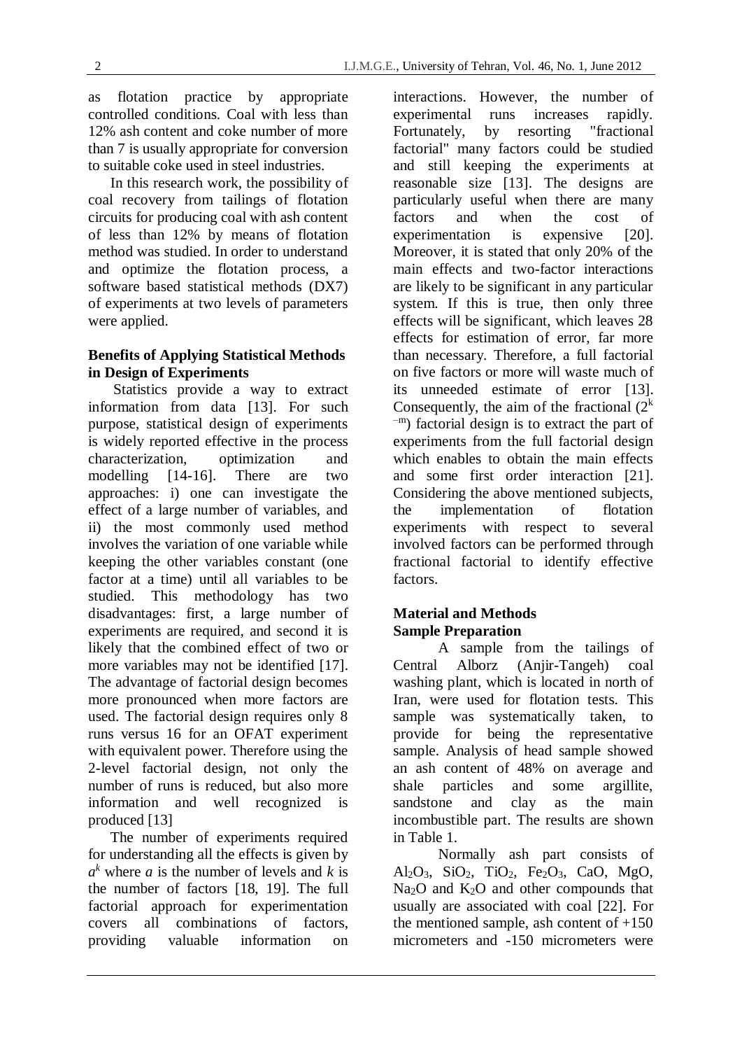as flotation practice by appropriate controlled conditions. Coal with less than 12% ash content and coke number of more than 7 is usually appropriate for conversion to suitable coke used in steel industries.

In this research work, the possibility of coal recovery from tailings of flotation circuits for producing coal with ash content of less than 12% by means of flotation method was studied. In order to understand and optimize the flotation process, a software based statistical methods (DX7) of experiments at two levels of parameters were applied.

**Benefits of Applying Statistical Methods in Design of Experiments**

Statistics provide a way to extract information from data [13]. For such purpose, statistical design of experiments is widely reported effective in the process characterization, optimization and modelling [14-16]. There are two approaches: i) one can investigate the effect of a large number of variables, and ii) the most commonly used method involves the variation of one variable while keeping the other variables constant (one factor at a time) until all variables to be studied. This methodology has two disadvantages: first, a large number of experiments are required, and second it is likely that the combined effect of two or more variables may not be identified [17]. The advantage of factorial design becomes more pronounced when more factors are used. The factorial design requires only 8 runs versus 16 for an OFAT experiment with equivalent power. Therefore using the 2-level factorial design, not only the number of runs is reduced, but also more information and well recognized is produced [13]

The number of experiments required for understanding all the effects is given by $a^k$ where $a$ is the number of levels and $k$ is the number of factors [18, 19]. The full factorial approach for experimentation covers all combinations of factors, providing valuable information on interactions. However, the number of experimental runs increases rapidly. Fortunately, by resorting "fractional factorial" many factors could be studied and still keeping the experiments at reasonable size [13]. The designs are particularly useful when there are many factors and when the cost of experimentation is expensive [20]. Moreover, it is stated that only 20% of the main effects and two-factor interactions are likely to be significant in any particular system. If this is true, then only three effects will be significant, which leaves 28 effects for estimation of error, far more than necessary. Therefore, a full factorial on five factors or more will waste much of its unneeded estimate of error [13]. Consequently, the aim of the fractional ($2^{k-m}$) factorial design is to extract the part of experiments from the full factorial design which enables to obtain the main effects and some first order interaction [21]. Considering the above mentioned subjects, the implementation of flotation experiments with respect to several involved factors can be performed through fractional factorial to identify effective factors.

**Material and Methods**

**Sample Preparation**

A sample from the tailings of Central Alborz (Anjir-Tangeh) coal washing plant, which is located in north of Iran, were used for flotation tests. This sample was systematically taken, to provide for being the representative sample. Analysis of head sample showed an ash content of 48% on average and shale particles and some argillite, sandstone and clay as the main incombustible part. The results are shown in Table 1.

Normally ash part consists of $Al_2O_3$, $SiO_2$, $TiO_2$, $Fe_2O_3$, CaO, MgO, $Na_2O$ and $K_2O$ and other compounds that usually are associated with coal [22]. For the mentioned sample, ash content of +150 micrometers and -150 micrometers were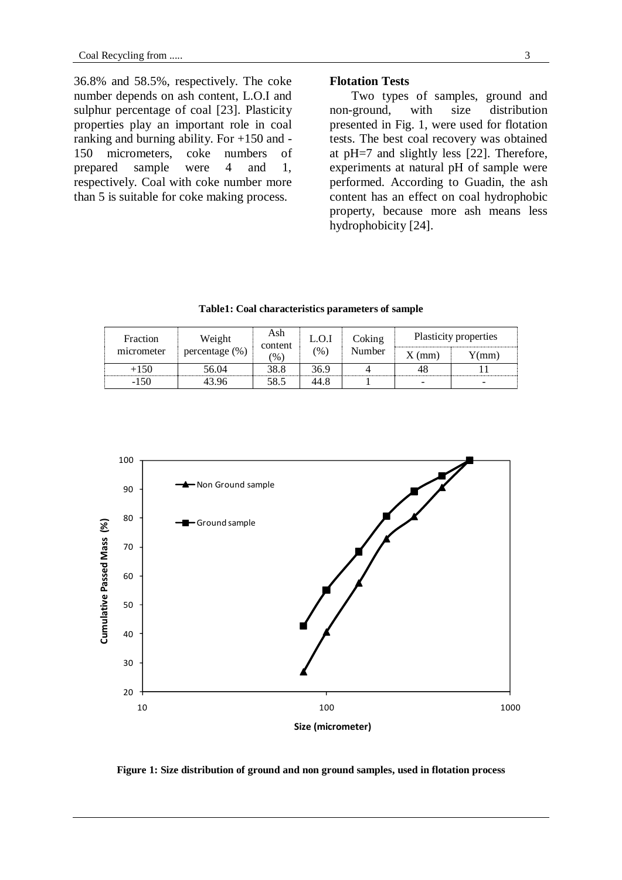36.8% and 58.5%, respectively. The coke number depends on ash content, L.O.I and sulphur percentage of coal [23]. Plasticity properties play an important role in coal ranking and burning ability. For +150 and -150 micrometers, coke numbers of prepared sample were 4 and 1, respectively. Coal with coke number more than 5 is suitable for coke making process.

### Flotation Tests

Two types of samples, ground and non-ground, with size distribution presented in Fig. 1, were used for flotation tests. The best coal recovery was obtained at pH=7 and slightly less [22]. Therefore, experiments at natural pH of sample were performed. According to Guadin, the ash content has an effect on coal hydrophobic property, because more ash means less hydrophobicity [24].

**Table1: Coal characteristics parameters of sample**

| Fraction micrometer | Weight percentage (%) | Ash content (%) | L.O.I (%) | Coking Number | Plasticity properties | |
|---|---|---|---|---|---|---|
| | | | | | X (mm) | Y(mm) |
| +150 | 56.04 | 38.8 | 36.9 | 4 | 48 | 11 |
| -150 | 43.96 | 58.5 | 44.8 | 1 | - | - |

**Figure 1: Size distribution of ground and non ground samples, used in flotation process**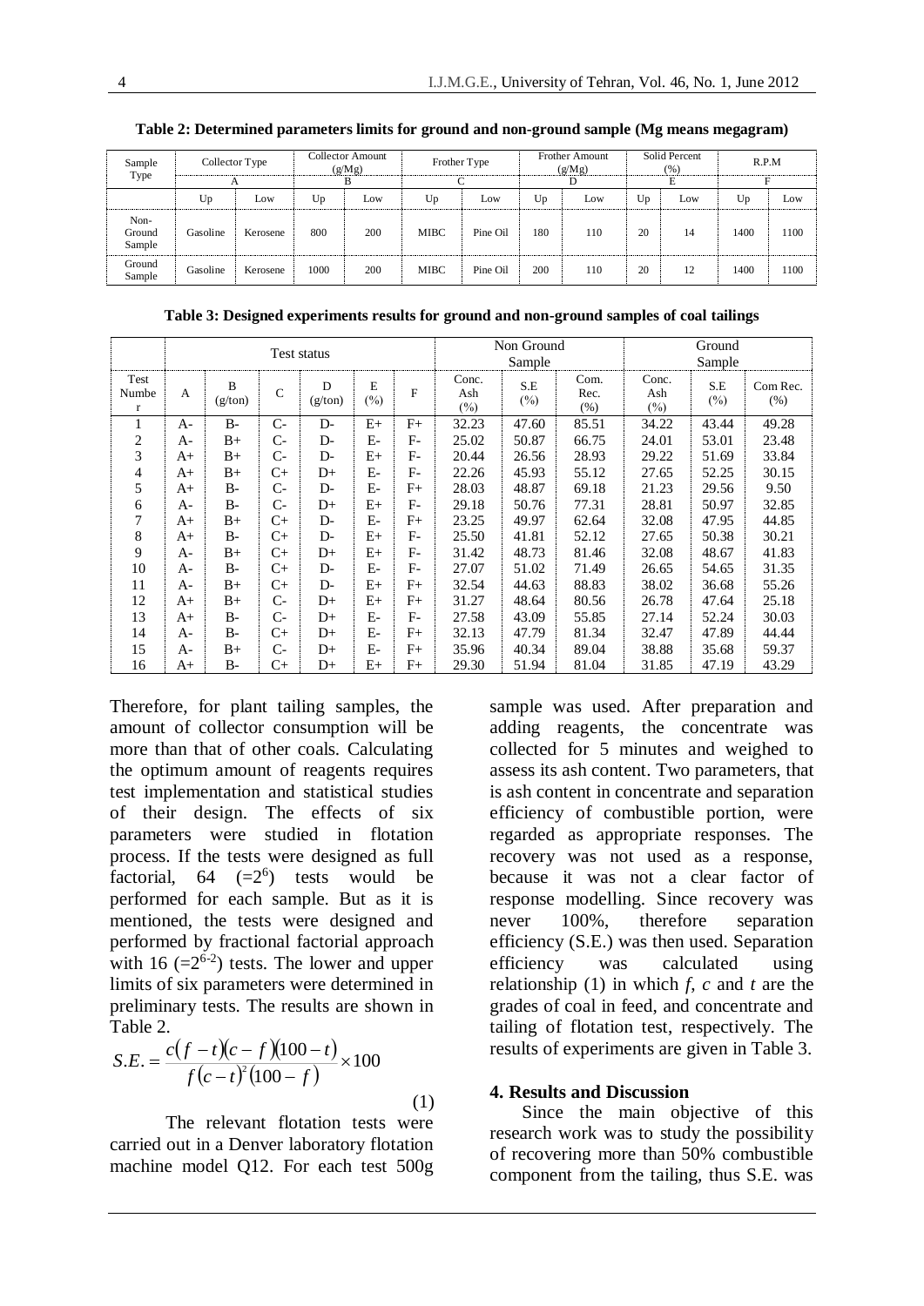**Table 2: Determined parameters limits for ground and non-ground sample (Mg means megagram)**

| Sample Type | Collector Type | | Collector Amount (g/Mg) | | Frother Type | | Frother Amount (g/Mg) | | Solid Percent (%) | | R.P.M | |
|---|---|---|---|---|---|---|---|---|---|---|---|---|
| | A | | B | | C | | D | | E | | F | |
| | Up | Low | Up | Low | Up | Low | Up | Low | Up | Low | Up | Low |
| Non-Ground Sample | Gasoline | Kerosene | 800 | 200 | MIBC | Pine Oil | 180 | 110 | 20 | 14 | 1400 | 1100 |
| Ground Sample | Gasoline | Kerosene | 1000 | 200 | MIBC | Pine Oil | 200 | 110 | 20 | 12 | 1400 | 1100 |

**Table 3: Designed experiments results for ground and non-ground samples of coal tailings**

| | Test status | | | | | | Non Ground Sample | | | Ground Sample | | |
|---|---|---|---|---|---|---|---|---|---|---|---|---|
| Test Number | A | B (g/ton) | C | D (g/ton) | E (%) | F | Conc. Ash (%) | S.E (%) | Com. Rec. (%) | Conc. Ash (%) | S.E (%) | Com Rec. (%) |
| 1 | A- | B- | C- | D- | E+ | F+ | 32.23 | 47.60 | 85.51 | 34.22 | 43.44 | 49.28 |
| 2 | A- | B+ | C- | D- | E- | F- | 25.02 | 50.87 | 66.75 | 24.01 | 53.01 | 23.48 |
| 3 | A+ | B+ | C- | D- | E+ | F- | 20.44 | 26.56 | 28.93 | 29.22 | 51.69 | 33.84 |
| 4 | A+ | B+ | C+ | D+ | E- | F- | 22.26 | 45.93 | 55.12 | 27.65 | 52.25 | 30.15 |
| 5 | A+ | B- | C- | D- | E- | F+ | 28.03 | 48.87 | 69.18 | 21.23 | 29.56 | 9.50 |
| 6 | A- | B- | C- | D+ | E+ | F- | 29.18 | 50.76 | 77.31 | 28.81 | 50.97 | 32.85 |
| 7 | A+ | B+ | C+ | D- | E- | F+ | 23.25 | 49.97 | 62.64 | 32.08 | 47.95 | 44.85 |
| 8 | A+ | B- | C+ | D- | E+ | F- | 25.50 | 41.81 | 52.12 | 27.65 | 50.38 | 30.21 |
| 9 | A- | B+ | C+ | D+ | E+ | F- | 31.42 | 48.73 | 81.46 | 32.08 | 48.67 | 41.83 |
| 10 | A- | B- | C+ | D- | E- | F- | 27.07 | 51.02 | 71.49 | 26.65 | 54.65 | 31.35 |
| 11 | A- | B+ | C+ | D- | E+ | F+ | 32.54 | 44.63 | 88.83 | 38.02 | 36.68 | 55.26 |
| 12 | A+ | B+ | C- | D+ | E+ | F+ | 31.27 | 48.64 | 80.56 | 26.78 | 47.64 | 25.18 |
| 13 | A+ | B- | C- | D+ | E- | F- | 27.58 | 43.09 | 55.85 | 27.14 | 52.24 | 30.03 |
| 14 | A- | B- | C+ | D+ | E- | F+ | 32.13 | 47.79 | 81.34 | 32.47 | 47.89 | 44.44 |
| 15 | A- | B+ | C- | D+ | E- | F+ | 35.96 | 40.34 | 89.04 | 38.88 | 35.68 | 59.37 |
| 16 | A+ | B- | C+ | D+ | E+ | F+ | 29.30 | 51.94 | 81.04 | 31.85 | 47.19 | 43.29 |

Therefore, for plant tailing samples, the amount of collector consumption will be more than that of other coals. Calculating the optimum amount of reagents requires test implementation and statistical studies of their design. The effects of six parameters were studied in flotation process. If the tests were designed as full factorial, 64 $(=2^6)$ tests would be performed for each sample. But as it is mentioned, the tests were designed and performed by fractional factorial approach with 16 $(=2^{6-2})$ tests. The lower and upper limits of six parameters were determined in preliminary tests. The results are shown in Table 2.

$$S.E. = \frac{c(f-t)(c-f)(100-t)}{f(c-t)^2(100-f)} \times 100 \quad (1)$$

The relevant flotation tests were carried out in a Denver laboratory flotation machine model Q12. For each test 500g sample was used. After preparation and adding reagents, the concentrate was collected for 5 minutes and weighed to assess its ash content. Two parameters, that is ash content in concentrate and separation efficiency of combustible portion, were regarded as appropriate responses. The recovery was not used as a response, because it was not a clear factor of response modelling. Since recovery was never 100%, therefore separation efficiency (S.E.) was then used. Separation efficiency was calculated using relationship (1) in which $f$, $c$ and $t$ are the grades of coal in feed, and concentrate and tailing of flotation test, respectively. The results of experiments are given in Table 3.

## 4. Results and Discussion

Since the main objective of this research work was to study the possibility of recovering more than 50% combustible component from the tailing, thus S.E. was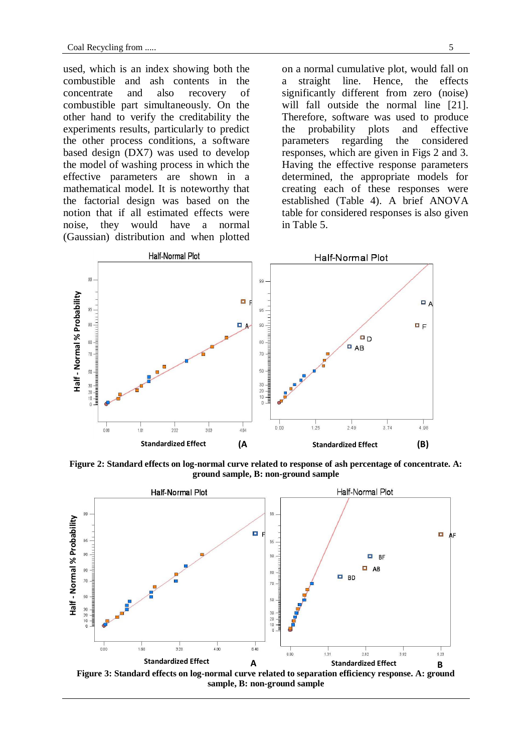used, which is an index showing both the combustible and ash contents in the concentrate and also recovery of combustible part simultaneously. On the other hand to verify the creditability the experiments results, particularly to predict the other process conditions, a software based design (DX7) was used to develop the model of washing process in which the effective parameters are shown in a mathematical model. It is noteworthy that the factorial design was based on the notion that if all estimated effects were noise, they would have a normal (Gaussian) distribution and when plotted on a normal cumulative plot, would fall on a straight line. Hence, the effects significantly different from zero (noise) will fall outside the normal line [21]. Therefore, software was used to produce the probability plots and effective parameters regarding the considered responses, which are given in Figs 2 and 3. Having the effective response parameters determined, the appropriate models for creating each of these responses were established (Table 4). A brief ANOVA table for considered responses is also given in Table 5.

**Figure 2: Standard effects on log-normal curve related to response of ash percentage of concentrate. A: ground sample, B: non-ground sample**

**Figure 3: Standard effects on log-normal curve related to separation efficiency response. A: ground sample, B: non-ground sample**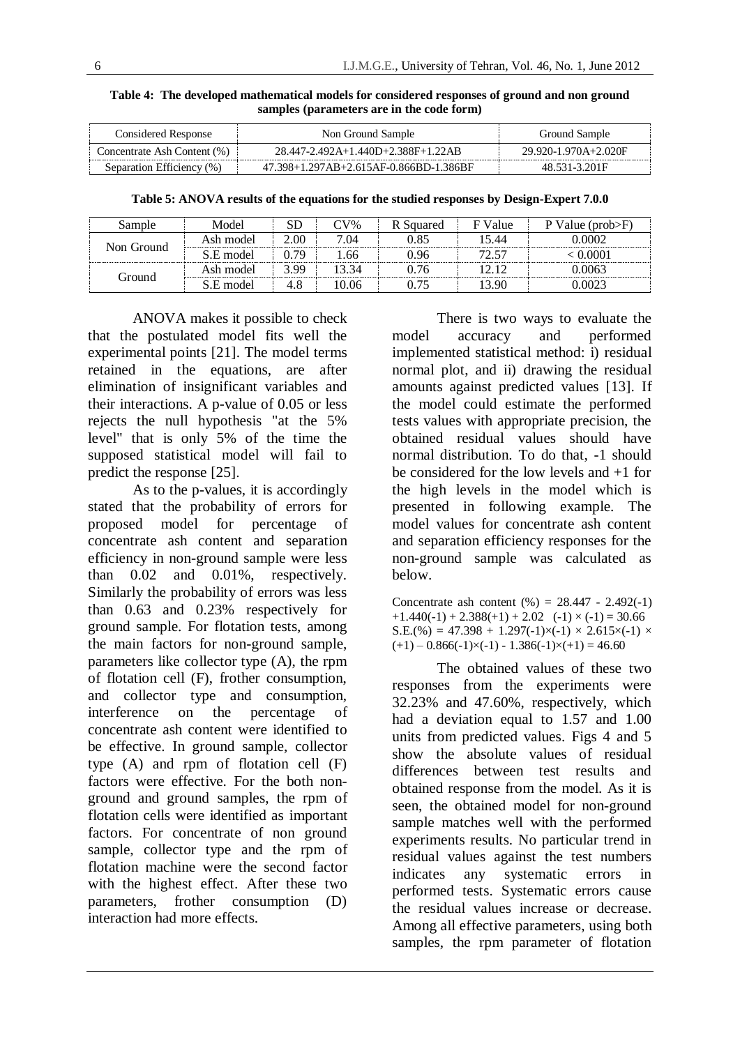**Table 4: The developed mathematical models for considered responses of ground and non ground samples (parameters are in the code form)**

| Considered Response | Non Ground Sample | Ground Sample |
|---|---|---|
| Concentrate Ash Content (%) | 28.447-2.492A+1.440D+2.388F+1.22AB | 29.920-1.970A+2.020F |
| Separation Efficiency (%) | 47.398+1.297AB+2.615AF-0.866BD-1.386BF | 48.531-3.201F |

**Table 5: ANOVA results of the equations for the studied responses by Design-Expert 7.0.0**

| Sample | Model | SD | CV% | R Squared | F Value | P Value (prob>F) |
|---|---|---|---|---|---|---|
| Non Ground | Ash model | 2.00 | 7.04 | 0.85 | 15.44 | 0.0002 |
| | S.E model | 0.79 | 1.66 | 0.96 | 72.57 | < 0.0001 |
| Ground | Ash model | 3.99 | 13.34 | 0.76 | 12.12 | 0.0063 |
| | S.E model | 4.8 | 10.06 | 0.75 | 13.90 | 0.0023 |

ANOVA makes it possible to check that the postulated model fits well the experimental points [21]. The model terms retained in the equations, are after elimination of insignificant variables and their interactions. A p-value of 0.05 or less rejects the null hypothesis "at the 5% level" that is only 5% of the time the supposed statistical model will fail to predict the response [25].

As to the p-values, it is accordingly stated that the probability of errors for proposed model for percentage of concentrate ash content and separation efficiency in non-ground sample were less than 0.02 and 0.01%, respectively. Similarly the probability of errors was less than 0.63 and 0.23% respectively for ground sample. For flotation tests, among the main factors for non-ground sample, parameters like collector type (A), the rpm of flotation cell (F), frother consumption, and collector type and consumption, interference on the percentage of concentrate ash content were identified to be effective. In ground sample, collector type (A) and rpm of flotation cell (F) factors were effective. For the both non-ground and ground samples, the rpm of flotation cells were identified as important factors. For concentrate of non ground sample, collector type and the rpm of flotation machine were the second factor with the highest effect. After these two parameters, frother consumption (D) interaction had more effects.

There is two ways to evaluate the model accuracy and performed implemented statistical method: i) residual normal plot, and ii) drawing the residual amounts against predicted values [13]. If the model could estimate the performed tests values with appropriate precision, the obtained residual values should have normal distribution. To do that, -1 should be considered for the low levels and +1 for the high levels in the model which is presented in following example. The model values for concentrate ash content and separation efficiency responses for the non-ground sample was calculated as below.

$$\text{Concentrate ash content (\%)} = 28.447 - 2.492(-1) + 1.440(-1) + 2.388(+1) + 2.02 \quad (-1) \times (-1) = 30.66$$

$$\text{S.E.(\%)} = 47.398 + 1.297(-1)\times(-1) \times 2.615\times(-1) \times (+1) - 0.866(-1)\times(-1) - 1.386(-1)\times(+1) = 46.60$$

The obtained values of these two responses from the experiments were 32.23% and 47.60%, respectively, which had a deviation equal to 1.57 and 1.00 units from predicted values. Figs 4 and 5 show the absolute values of residual differences between test results and obtained response from the model. As it is seen, the obtained model for non-ground sample matches well with the performed experiments results. No particular trend in residual values against the test numbers indicates any systematic errors in performed tests. Systematic errors cause the residual values increase or decrease. Among all effective parameters, using both samples, the rpm parameter of flotation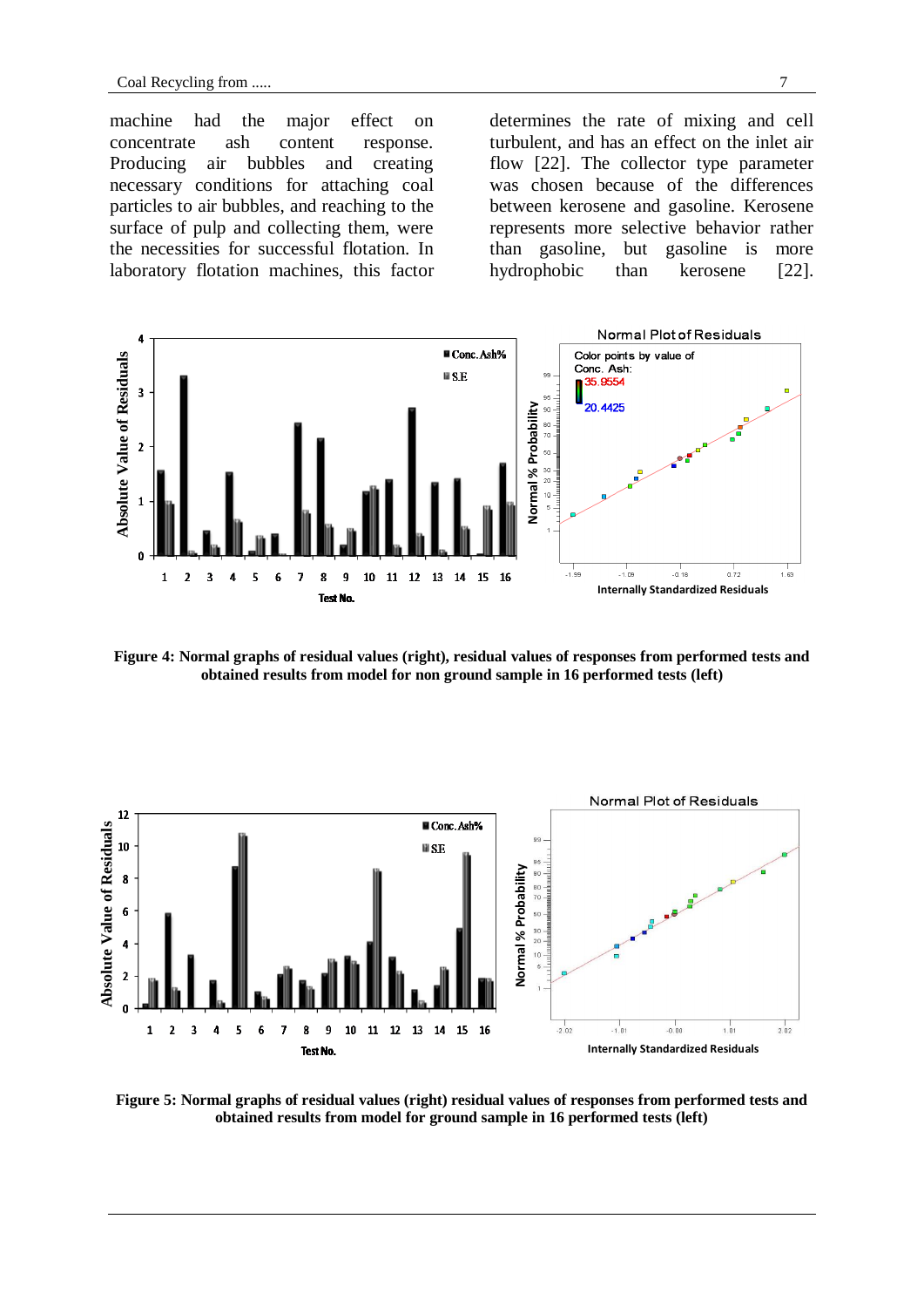machine had the major effect on concentrate ash content response. Producing air bubbles and creating necessary conditions for attaching coal particles to air bubbles, and reaching to the surface of pulp and collecting them, were the necessities for successful flotation. In laboratory flotation machines, this factor determines the rate of mixing and cell turbulent, and has an effect on the inlet air flow [22]. The collector type parameter was chosen because of the differences between kerosene and gasoline. Kerosene represents more selective behavior rather than gasoline, but gasoline is more hydrophobic than kerosene [22].

**Figure 4: Normal graphs of residual values (right), residual values of responses from performed tests and obtained results from model for non ground sample in 16 performed tests (left)**

**Figure 5: Normal graphs of residual values (right) residual values of responses from performed tests and obtained results from model for ground sample in 16 performed tests (left)**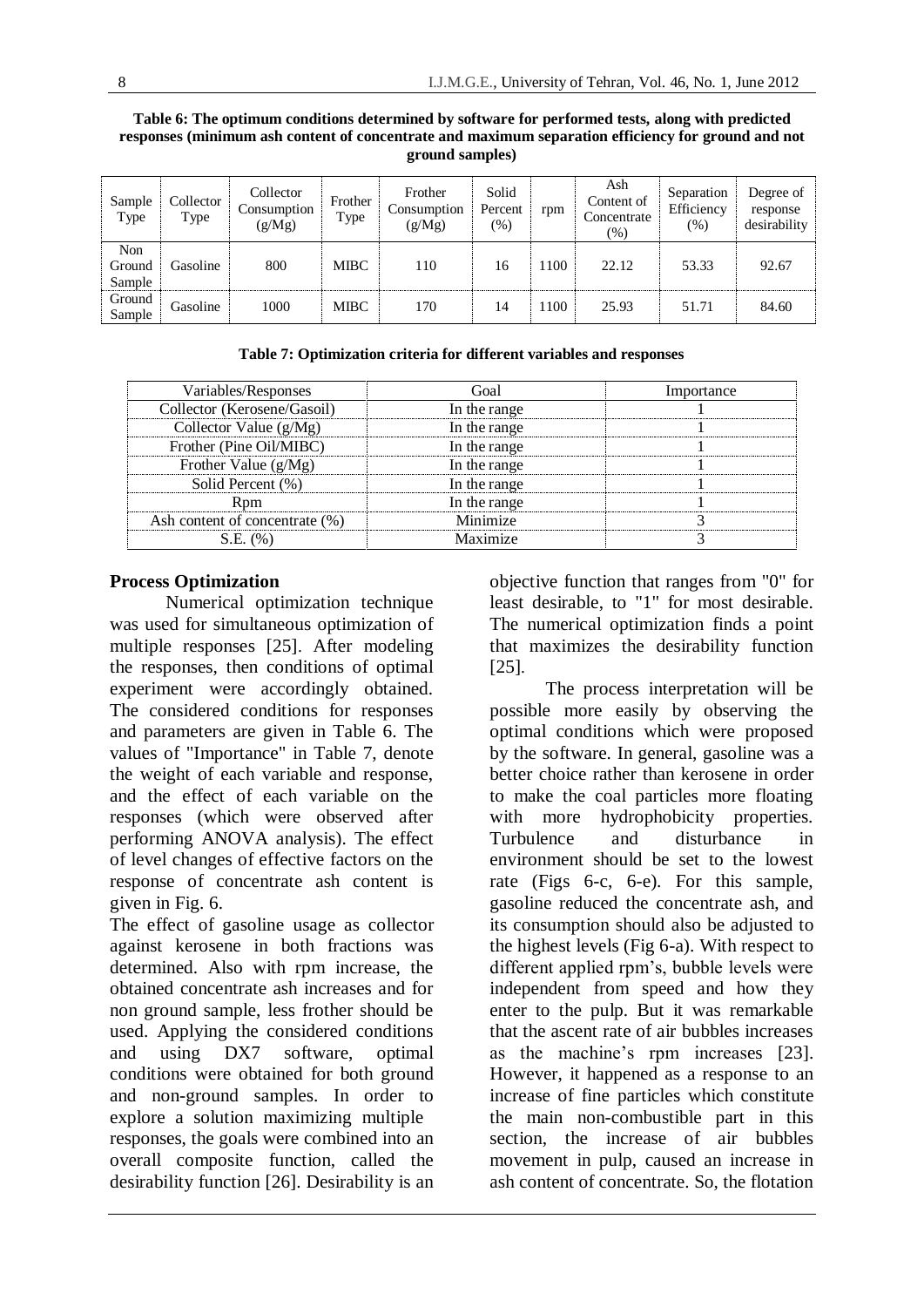**Table 6: The optimum conditions determined by software for performed tests, along with predicted responses (minimum ash content of concentrate and maximum separation efficiency for ground and not ground samples)**

| Sample Type | Collector Type | Collector Consumption (g/Mg) | Frother Type | Frother Consumption (g/Mg) | Solid Percent (%) | rpm | Ash Content of Concentrate (%) | Separation Efficiency (%) | Degree of response desirability |
|---|---|---|---|---|---|---|---|---|---|
| Non Ground Sample | Gasoline | 800 | MIBC | 110 | 16 | 1100 | 22.12 | 53.33 | 92.67 |
| Ground Sample | Gasoline | 1000 | MIBC | 170 | 14 | 1100 | 25.93 | 51.71 | 84.60 |

**Table 7: Optimization criteria for different variables and responses**

| Variables/Responses | Goal | Importance |
|---|---|---|
| Collector (Kerosene/Gasoil) | In the range | 1 |
| Collector Value (g/Mg) | In the range | 1 |
| Frother (Pine Oil/MIBC) | In the range | 1 |
| Frother Value (g/Mg) | In the range | 1 |
| Solid Percent (%) | In the range | 1 |
| Rpm | In the range | 1 |
| Ash content of concentrate (%) | Minimize | 3 |
| S.E. (%) | Maximize | 3 |

## Process Optimization

Numerical optimization technique was used for simultaneous optimization of multiple responses [25]. After modeling the responses, then conditions of optimal experiment were accordingly obtained. The considered conditions for responses and parameters are given in Table 6. The values of "Importance" in Table 7, denote the weight of each variable and response, and the effect of each variable on the responses (which were observed after performing ANOVA analysis). The effect of level changes of effective factors on the response of concentrate ash content is given in Fig. 6.

The effect of gasoline usage as collector against kerosene in both fractions was determined. Also with rpm increase, the obtained concentrate ash increases and for non ground sample, less frother should be used. Applying the considered conditions and using DX7 software, optimal conditions were obtained for both ground and non-ground samples. In order to explore a solution maximizing multiple responses, the goals were combined into an overall composite function, called the desirability function [26]. Desirability is an objective function that ranges from "0" for least desirable, to "1" for most desirable. The numerical optimization finds a point that maximizes the desirability function [25].

The process interpretation will be possible more easily by observing the optimal conditions which were proposed by the software. In general, gasoline was a better choice rather than kerosene in order to make the coal particles more floating with more hydrophobicity properties. Turbulence and disturbance in environment should be set to the lowest rate (Figs 6-c, 6-e). For this sample, gasoline reduced the concentrate ash, and its consumption should also be adjusted to the highest levels (Fig 6-a). With respect to different applied rpm's, bubble levels were independent from speed and how they enter to the pulp. But it was remarkable that the ascent rate of air bubbles increases as the machine's rpm increases [23]. However, it happened as a response to an increase of fine particles which constitute the main non-combustible part in this section, the increase of air bubbles movement in pulp, caused an increase in ash content of concentrate. So, the flotation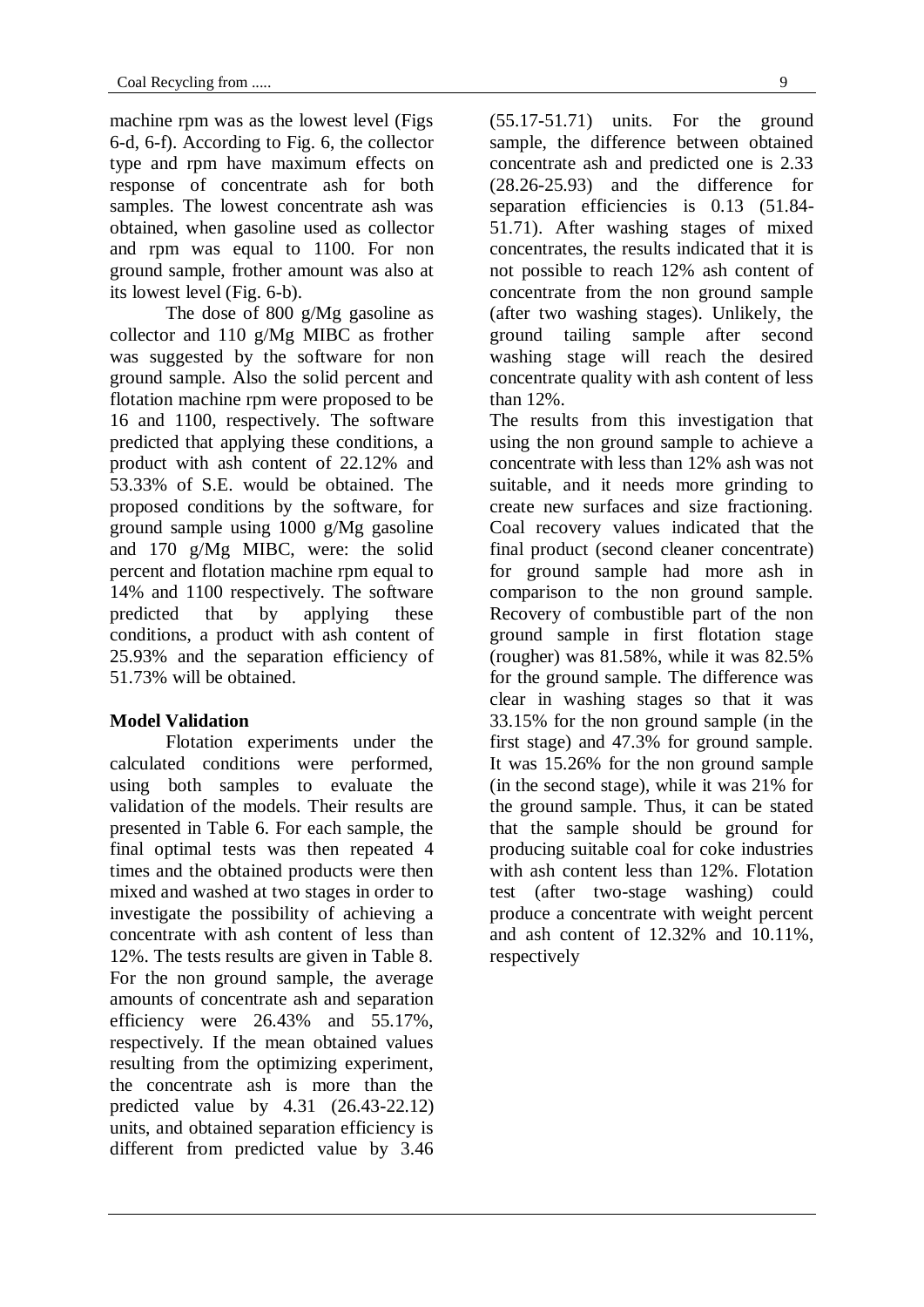machine rpm was as the lowest level (Figs 6-d, 6-f). According to Fig. 6, the collector type and rpm have maximum effects on response of concentrate ash for both samples. The lowest concentrate ash was obtained, when gasoline used as collector and rpm was equal to 1100. For non ground sample, frother amount was also at its lowest level (Fig. 6-b).

The dose of 800 g/Mg gasoline as collector and 110 g/Mg MIBC as frother was suggested by the software for non ground sample. Also the solid percent and flotation machine rpm were proposed to be 16 and 1100, respectively. The software predicted that applying these conditions, a product with ash content of 22.12% and 53.33% of S.E. would be obtained. The proposed conditions by the software, for ground sample using 1000 g/Mg gasoline and 170 g/Mg MIBC, were: the solid percent and flotation machine rpm equal to 14% and 1100 respectively. The software predicted that by applying these conditions, a product with ash content of 25.93% and the separation efficiency of 51.73% will be obtained.

**Model Validation**

Flotation experiments under the calculated conditions were performed, using both samples to evaluate the validation of the models. Their results are presented in Table 6. For each sample, the final optimal tests was then repeated 4 times and the obtained products were then mixed and washed at two stages in order to investigate the possibility of achieving a concentrate with ash content of less than 12%. The tests results are given in Table 8. For the non ground sample, the average amounts of concentrate ash and separation efficiency were 26.43% and 55.17%, respectively. If the mean obtained values resulting from the optimizing experiment, the concentrate ash is more than the predicted value by 4.31 (26.43-22.12) units, and obtained separation efficiency is different from predicted value by 3.46 (55.17-51.71) units. For the ground sample, the difference between obtained concentrate ash and predicted one is 2.33 (28.26-25.93) and the difference for separation efficiencies is 0.13 (51.84-51.71). After washing stages of mixed concentrates, the results indicated that it is not possible to reach 12% ash content of concentrate from the non ground sample (after two washing stages). Unlikely, the ground tailing sample after second washing stage will reach the desired concentrate quality with ash content of less than 12%.

The results from this investigation that using the non ground sample to achieve a concentrate with less than 12% ash was not suitable, and it needs more grinding to create new surfaces and size fractioning. Coal recovery values indicated that the final product (second cleaner concentrate) for ground sample had more ash in comparison to the non ground sample. Recovery of combustible part of the non ground sample in first flotation stage (rougher) was 81.58%, while it was 82.5% for the ground sample. The difference was clear in washing stages so that it was 33.15% for the non ground sample (in the first stage) and 47.3% for ground sample. It was 15.26% for the non ground sample (in the second stage), while it was 21% for the ground sample. Thus, it can be stated that the sample should be ground for producing suitable coal for coke industries with ash content less than 12%. Flotation test (after two-stage washing) could produce a concentrate with weight percent and ash content of 12.32% and 10.11%, respectively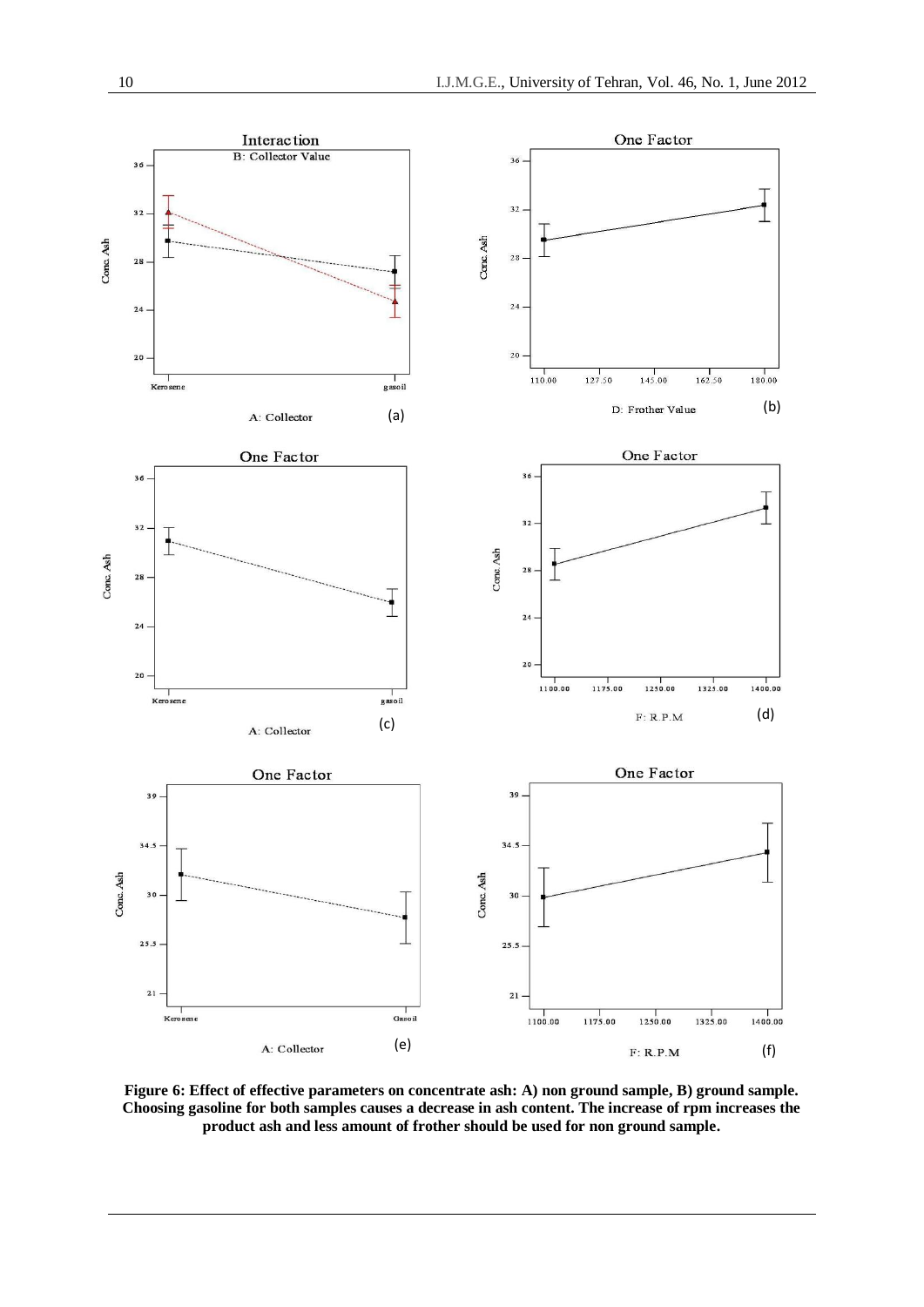**Figure 6: Effect of effective parameters on concentrate ash: A) non ground sample, B) ground sample. Choosing gasoline for both samples causes a decrease in ash content. The increase of rpm increases the product ash and less amount of frother should be used for non ground sample.**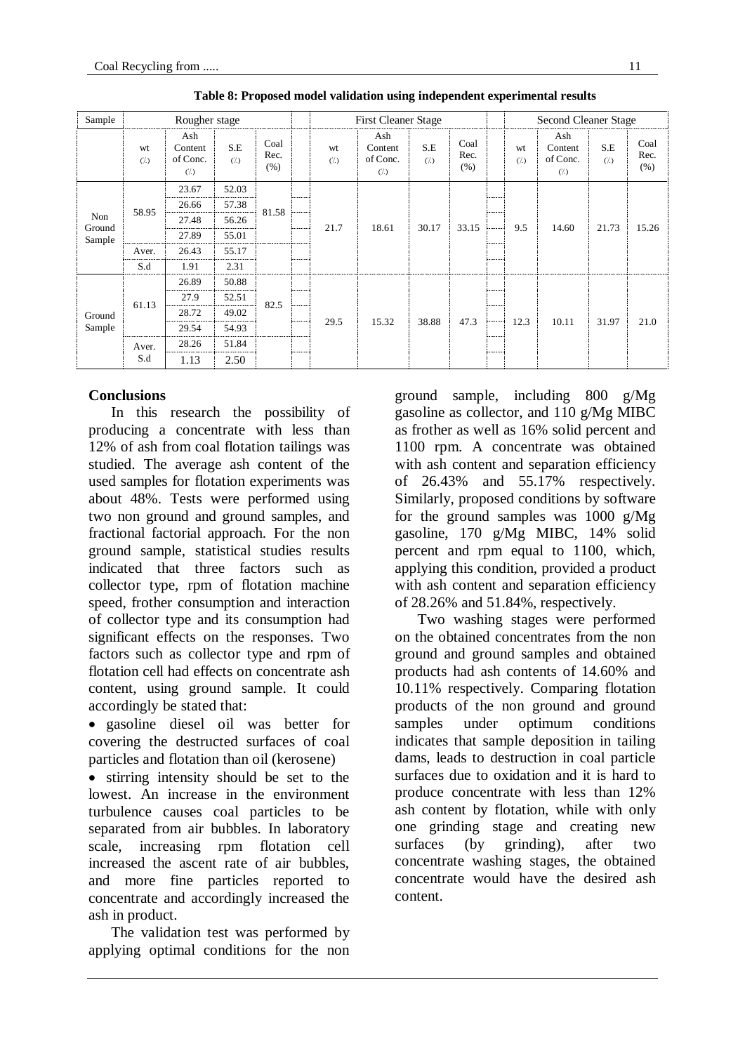**Table 8: Proposed model validation using independent experimental results**

| Sample | Rougher stage | | | | First Cleaner Stage | | | | Second Cleaner Stage | | | |
|---|---|---|---|---|---|---|---|---|---|---|---|---|
| | wt (%) | Ash Content of Conc. (%) | S.E (%) | Coal Rec. (%) | wt (%) | Ash Content of Conc. (%) | S.E (%) | Coal Rec. (%) | wt (%) | Ash Content of Conc. (%) | S.E (%) | Coal Rec. (%) |
| Non Ground Sample | 58.95 | 23.67 | 52.03 | 81.58 | 21.7 | 18.61 | 30.17 | 33.15 | 9.5 | 14.60 | 21.73 | 15.26 |
| | | 26.66 | 57.38 | | | | | | | | | |
| | | 27.48 | 56.26 | | | | | | | | | |
| | | 27.89 | 55.01 | | | | | | | | | |
| | Aver. | 26.43 | 55.17 | | | | | | | | | |
| | S.d | 1.91 | 2.31 | | | | | | | | | |
| Ground Sample | 61.13 | 26.89 | 50.88 | 82.5 | 29.5 | 15.32 | 38.88 | 47.3 | 12.3 | 10.11 | 31.97 | 21.0 |
| | | 27.9 | 52.51 | | | | | | | | | |
| | | 28.72 | 49.02 | | | | | | | | | |
| | | 29.54 | 54.93 | | | | | | | | | |
| | Aver. | 28.26 | 51.84 | | | | | | | | | |
| | S.d | 1.13 | 2.50 | | | | | | | | | |

## Conclusions

In this research the possibility of producing a concentrate with less than 12% of ash from coal flotation tailings was studied. The average ash content of the used samples for flotation experiments was about 48%. Tests were performed using two non ground and ground samples, and fractional factorial approach. For the non ground sample, statistical studies results indicated that three factors such as collector type, rpm of flotation machine speed, frother consumption and interaction of collector type and its consumption had significant effects on the responses. Two factors such as collector type and rpm of flotation cell had effects on concentrate ash content, using ground sample. It could accordingly be stated that:

- gasoline diesel oil was better for covering the destructed surfaces of coal particles and flotation than oil (kerosene)
- stirring intensity should be set to the lowest. An increase in the environment turbulence causes coal particles to be separated from air bubbles. In laboratory scale, increasing rpm flotation cell increased the ascent rate of air bubbles, and more fine particles reported to concentrate and accordingly increased the ash in product.

The validation test was performed by applying optimal conditions for the non ground sample, including 800 g/Mg gasoline as collector, and 110 g/Mg MIBC as frother as well as 16% solid percent and 1100 rpm. A concentrate was obtained with ash content and separation efficiency of 26.43% and 55.17% respectively. Similarly, proposed conditions by software for the ground samples was 1000 g/Mg gasoline, 170 g/Mg MIBC, 14% solid percent and rpm equal to 1100, which, applying this condition, provided a product with ash content and separation efficiency of 28.26% and 51.84%, respectively.

Two washing stages were performed on the obtained concentrates from the non ground and ground samples and obtained products had ash contents of 14.60% and 10.11% respectively. Comparing flotation products of the non ground and ground samples under optimum conditions indicates that sample deposition in tailing dams, leads to destruction in coal particle surfaces due to oxidation and it is hard to produce concentrate with less than 12% ash content by flotation, while with only one grinding stage and creating new surfaces (by grinding), after two concentrate washing stages, the obtained concentrate would have the desired ash content.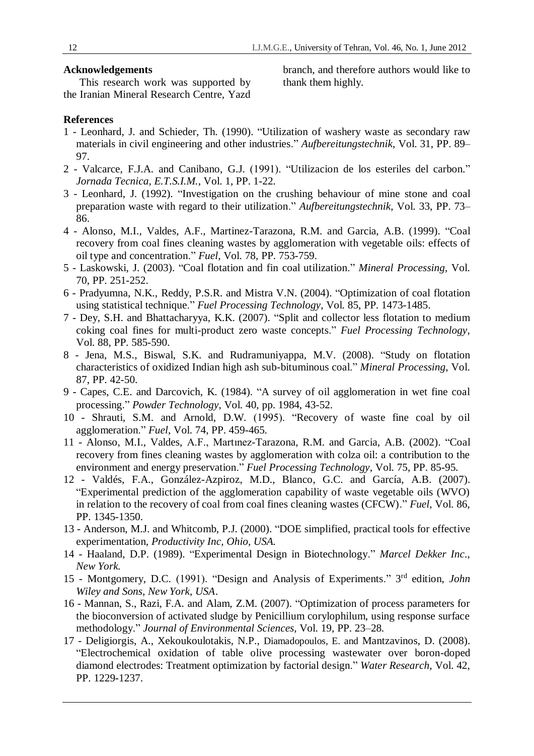## Acknowledgements

This research work was supported by the Iranian Mineral Research Centre, Yazd branch, and therefore authors would like to thank them highly.

## References

1 - Leonhard, J. and Schieder, Th. (1990). "Utilization of washery waste as secondary raw materials in civil engineering and other industries." *Aufbereitungstechnik*, Vol. 31, PP. 89–97.

2 - Valcarce, F.J.A. and Canibano, G.J. (1991). "Utilizacion de los esteriles del carbon." *Jornada Tecnica, E.T.S.I.M.*, Vol. 1, PP. 1-22.

3 - Leonhard, J. (1992). "Investigation on the crushing behaviour of mine stone and coal preparation waste with regard to their utilization." *Aufbereitungstechnik*, Vol. 33, PP. 73–86.

4 - Alonso, M.I., Valdes, A.F., Martinez-Tarazona, R.M. and Garcia, A.B. (1999). "Coal recovery from coal fines cleaning wastes by agglomeration with vegetable oils: effects of oil type and concentration." *Fuel*, Vol. 78, PP. 753-759.

5 - Laskowski, J. (2003). "Coal flotation and fin coal utilization." *Mineral Processing*, Vol. 70, PP. 251-252.

6 - Pradyumna, N.K., Reddy, P.S.R. and Mistra V.N. (2004). "Optimization of coal flotation using statistical technique." *Fuel Processing Technology*, Vol. 85, PP. 1473-1485.

7 - Dey, S.H. and Bhattacharyya, K.K. (2007). "Split and collector less flotation to medium coking coal fines for multi-product zero waste concepts." *Fuel Processing Technology*, Vol. 88, PP. 585-590.

8 - Jena, M.S., Biswal, S.K. and Rudramuniyappa, M.V. (2008). "Study on flotation characteristics of oxidized Indian high ash sub-bituminous coal." *Mineral Processing*, Vol. 87, PP. 42-50.

9 - Capes, C.E. and Darcovich, K. (1984). "A survey of oil agglomeration in wet fine coal processing." *Powder Technology*, Vol. 40, pp. 1984, 43-52.

10 - Shrauti, S.M. and Arnold, D.W. (1995). "Recovery of waste fine coal by oil agglomeration." *Fuel*, Vol. 74, PP. 459-465.

11 - Alonso, M.I., Valdes, A.F., Martınez-Tarazona, R.M. and Garcia, A.B. (2002). "Coal recovery from fines cleaning wastes by agglomeration with colza oil: a contribution to the environment and energy preservation." *Fuel Processing Technology*, Vol. 75, PP. 85-95.

12 - Valdés, F.A., González-Azpiroz, M.D., Blanco, G.C. and García, A.B. (2007). "Experimental prediction of the agglomeration capability of waste vegetable oils (WVO) in relation to the recovery of coal from coal fines cleaning wastes (CFCW)." *Fuel*, Vol. 86, PP. 1345-1350.

13 - Anderson, M.J. and Whitcomb, P.J. (2000). "DOE simplified, practical tools for effective experimentation, *Productivity Inc, Ohio, USA.*

14 - Haaland, D.P. (1989). "Experimental Design in Biotechnology." *Marcel Dekker Inc., New York.*

15 - Montgomery, D.C. (1991). "Design and Analysis of Experiments." 3rd edition, *John Wiley and Sons, New York, USA*.

16 - Mannan, S., Razi, F.A. and Alam, Z.M. (2007). "Optimization of process parameters for the bioconversion of activated sludge by Penicillium corylophilum, using response surface methodology." *Journal of Environmental Sciences*, Vol. 19, PP. 23–28.

17 - Deligiorgis, A., Xekoukoulotakis, N.P., Diamadopoulos, E. and Mantzavinos, D. (2008). "Electrochemical oxidation of table olive processing wastewater over boron-doped diamond electrodes: Treatment optimization by factorial design." *Water Research*, Vol. 42, PP. 1229-1237.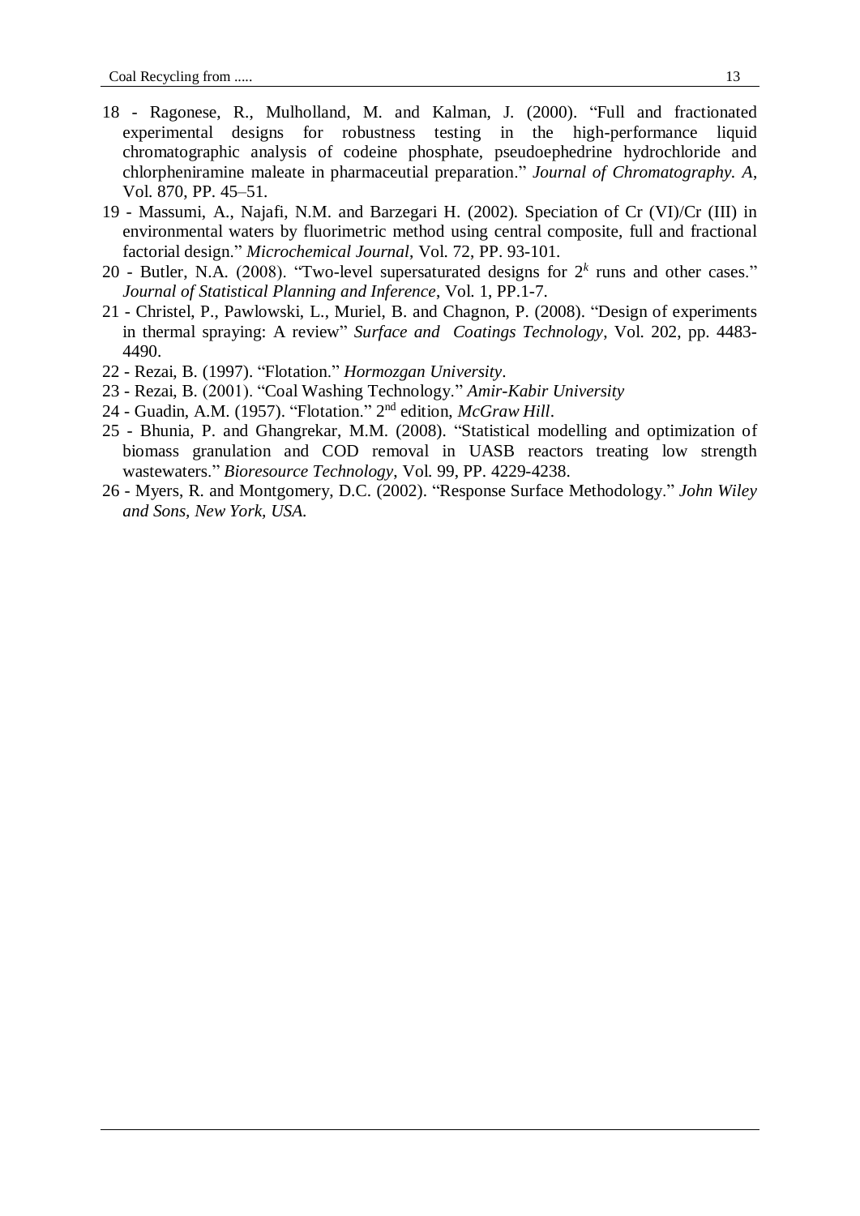18 - Ragonese, R., Mulholland, M. and Kalman, J. (2000). "Full and fractionated experimental designs for robustness testing in the high-performance liquid chromatographic analysis of codeine phosphate, pseudoephedrine hydrochloride and chlorpheniramine maleate in pharmaceutial preparation." *Journal of Chromatography. A*, Vol. 870, PP. 45–51.

19 - Massumi, A., Najafi, N.M. and Barzegari H. (2002). Speciation of Cr (VI)/Cr (III) in environmental waters by fluorimetric method using central composite, full and fractional factorial design." *Microchemical Journal*, Vol. 72, PP. 93-101.

20 - Butler, N.A. (2008). "Two-level supersaturated designs for $2^k$ runs and other cases." *Journal of Statistical Planning and Inference*, Vol. 1, PP.1-7.

21 - Christel, P., Pawlowski, L., Muriel, B. and Chagnon, P. (2008). "Design of experiments in thermal spraying: A review" *Surface and Coatings Technology*, Vol. 202, pp. 4483-4490.

22 - Rezai, B. (1997). "Flotation." *Hormozgan University*.

23 - Rezai, B. (2001). "Coal Washing Technology." *Amir-Kabir University*

24 - Guadin, A.M. (1957). "Flotation." 2nd edition, *McGraw Hill*.

25 - Bhunia, P. and Ghangrekar, M.M. (2008). "Statistical modelling and optimization of biomass granulation and COD removal in UASB reactors treating low strength wastewaters." *Bioresource Technology*, Vol. 99, PP. 4229-4238.

26 - Myers, R. and Montgomery, D.C. (2002). "Response Surface Methodology." *John Wiley and Sons, New York, USA.*